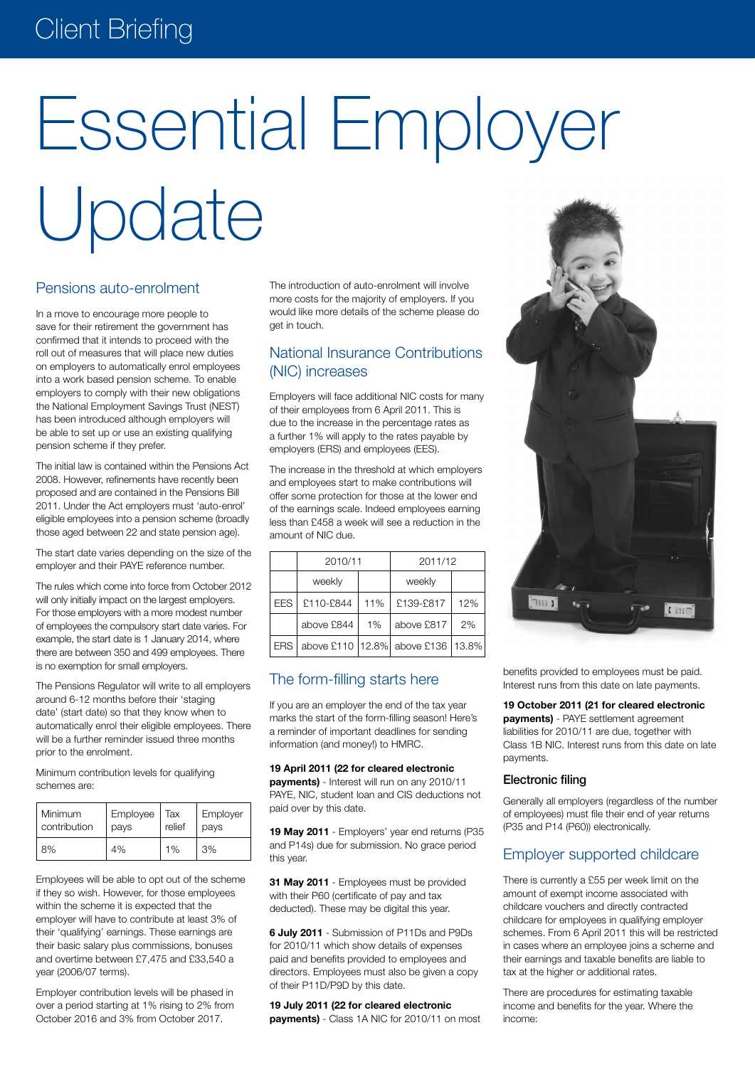# Essential Employer Update

## Pensions auto-enrolment

In a move to encourage more people to save for their retirement the government has confirmed that it intends to proceed with the roll out of measures that will place new duties on employers to automatically enrol employees into a work based pension scheme. To enable employers to comply with their new obligations the National Employment Savings Trust (NEST) has been introduced although employers will be able to set up or use an existing qualifying pension scheme if they prefer.

The initial law is contained within the Pensions Act 2008. However, refinements have recently been proposed and are contained in the Pensions Bill 2011. Under the Act employers must 'auto-enrol' eligible employees into a pension scheme (broadly those aged between 22 and state pension age).

The start date varies depending on the size of the employer and their PAYE reference number.

The rules which come into force from October 2012 will only initially impact on the largest employers. For those employers with a more modest number of employees the compulsory start date varies. For example, the start date is 1 January 2014, where there are between 350 and 499 employees. There is no exemption for small employers.

The Pensions Regulator will write to all employers around 6-12 months before their 'staging date' (start date) so that they know when to automatically enrol their eligible employees. There will be a further reminder issued three months prior to the enrolment.

Minimum contribution levels for qualifying schemes are:

| Minimum contribution | Employee pays | Tax relief | Employer pays |
|---|---|---|---|
| 8% | 4% | 1% | 3% |

Employees will be able to opt out of the scheme if they so wish. However, for those employees within the scheme it is expected that the employer will have to contribute at least 3% of their 'qualifying' earnings. These earnings are their basic salary plus commissions, bonuses and overtime between £7,475 and £33,540 a year (2006/07 terms).

Employer contribution levels will be phased in over a period starting at 1% rising to 2% from October 2016 and 3% from October 2017.

The introduction of auto-enrolment will involve more costs for the majority of employers. If you would like more details of the scheme please do get in touch.

## National Insurance Contributions (NIC) increases

Employers will face additional NIC costs for many of their employees from 6 April 2011. This is due to the increase in the percentage rates as a further 1% will apply to the rates payable by employers (ERS) and employees (EES).

The increase in the threshold at which employers and employees start to make contributions will offer some protection for those at the lower end of the earnings scale. Indeed employees earning less than £458 a week will see a reduction in the amount of NIC due.

| | 2010/11 | | 2011/12 | |
|---|---|---|---|---|
| | weekly | | weekly | |
| EES | £110-£844 | 11% | £139-£817 | 12% |
| | above £844 | 1% | above £817 | 2% |
| ERS | above £110 | 12.8% | above £136 | 13.8% |

## The form-filling starts here

If you are an employer the end of the tax year marks the start of the form-filling season! Here's a reminder of important deadlines for sending information (and money!) to HMRC.

**19 April 2011 (22 for cleared electronic payments)** - Interest will run on any 2010/11 PAYE, NIC, student loan and CIS deductions not paid over by this date.

**19 May 2011** - Employers' year end returns (P35 and P14s) due for submission. No grace period this year.

**31 May 2011** - Employees must be provided with their P60 (certificate of pay and tax deducted). These may be digital this year.

**6 July 2011** - Submission of P11Ds and P9Ds for 2010/11 which show details of expenses paid and benefits provided to employees and directors. Employees must also be given a copy of their P11D/P9D by this date.

**19 July 2011 (22 for cleared electronic payments)** - Class 1A NIC for 2010/11 on most benefits provided to employees must be paid. Interest runs from this date on late payments.

**19 October 2011 (21 for cleared electronic payments)** - PAYE settlement agreement liabilities for 2010/11 are due, together with Class 1B NIC. Interest runs from this date on late payments.

### Electronic filing

Generally all employers (regardless of the number of employees) must file their end of year returns (P35 and P14 (P60)) electronically.

## Employer supported childcare

There is currently a £55 per week limit on the amount of exempt income associated with childcare vouchers and directly contracted childcare for employees in qualifying employer schemes. From 6 April 2011 this will be restricted in cases where an employee joins a scheme and their earnings and taxable benefits are liable to tax at the higher or additional rates.

There are procedures for estimating taxable income and benefits for the year. Where the income: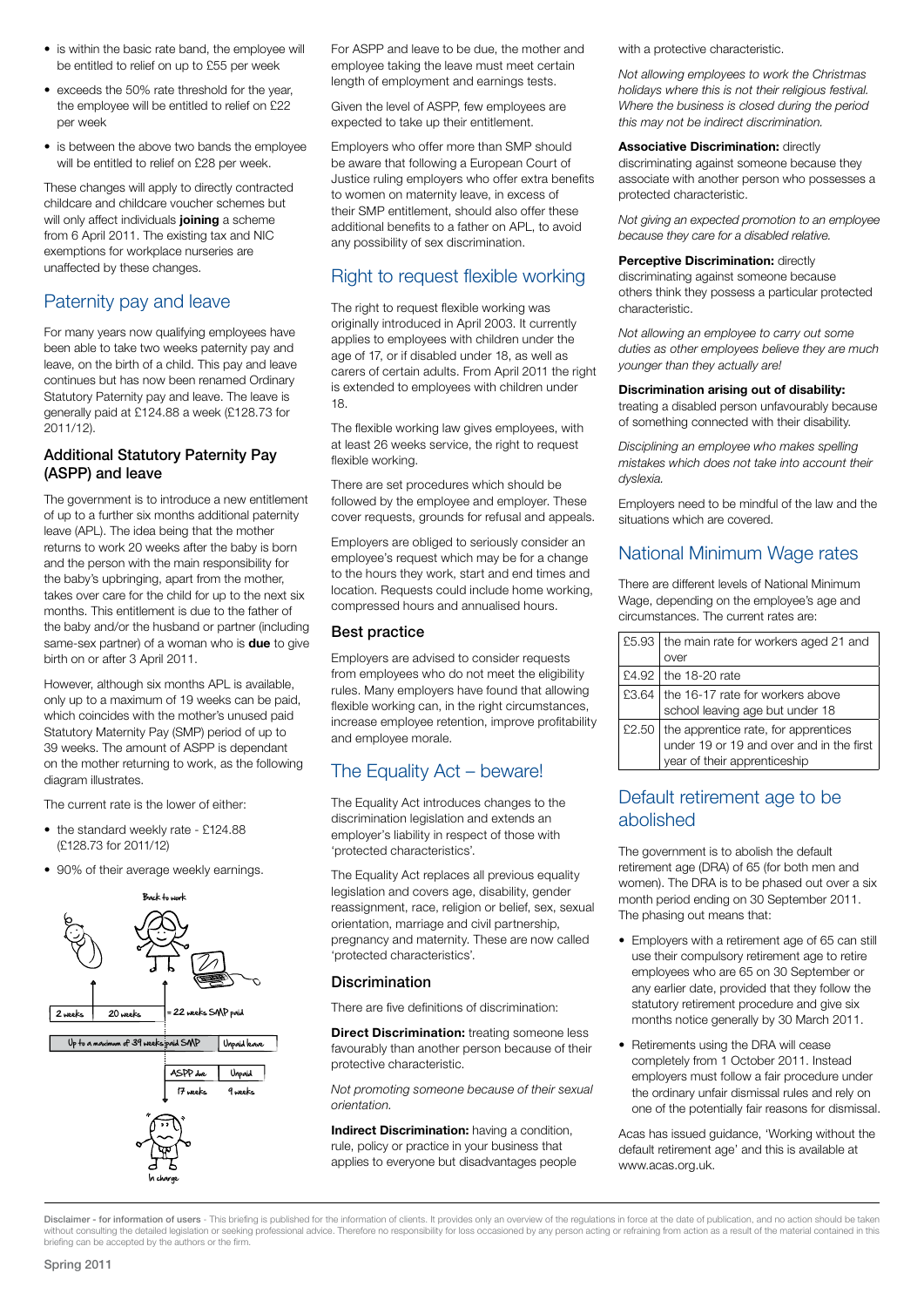- is within the basic rate band, the employee will be entitled to relief on up to £55 per week
- exceeds the 50% rate threshold for the year, the employee will be entitled to relief on £22 per week
- is between the above two bands the employee will be entitled to relief on £28 per week.

These changes will apply to directly contracted childcare and childcare voucher schemes but will only affect individuals **joining** a scheme from 6 April 2011. The existing tax and NIC exemptions for workplace nurseries are unaffected by these changes.

## Paternity pay and leave

For many years now qualifying employees have been able to take two weeks paternity pay and leave, on the birth of a child. This pay and leave continues but has now been renamed Ordinary Statutory Paternity pay and leave. The leave is generally paid at £124.88 a week (£128.73 for 2011/12).

### Additional Statutory Paternity Pay (ASPP) and leave

The government is to introduce a new entitlement of up to a further six months additional paternity leave (APL). The idea being that the mother returns to work 20 weeks after the baby is born and the person with the main responsibility for the baby's upbringing, apart from the mother, takes over care for the child for up to the next six months. This entitlement is due to the father of the baby and/or the husband or partner (including same-sex partner) of a woman who is **due** to give birth on or after 3 April 2011.

However, although six months APL is available, only up to a maximum of 19 weeks can be paid, which coincides with the mother's unused paid Statutory Maternity Pay (SMP) period of up to 39 weeks. The amount of ASPP is dependant on the mother returning to work, as the following diagram illustrates.

The current rate is the lower of either:

- the standard weekly rate - £124.88 (£128.73 for 2011/12)
- 90% of their average weekly earnings.

Back to work

2 weeks

20 weeks

= 22 weeks SMP paid

Up to a maximum of 39 weeks paid SMP

Unpaid leave

ASPP due

Unpaid

17 weeks

9 weeks

In charge

For ASPP and leave to be due, the mother and employee taking the leave must meet certain length of employment and earnings tests.

Given the level of ASPP, few employees are expected to take up their entitlement.

Employers who offer more than SMP should be aware that following a European Court of Justice ruling employers who offer extra benefits to women on maternity leave, in excess of their SMP entitlement, should also offer these additional benefits to a father on APL, to avoid any possibility of sex discrimination.

## Right to request flexible working

The right to request flexible working was originally introduced in April 2003. It currently applies to employees with children under the age of 17, or if disabled under 18, as well as carers of certain adults. From April 2011 the right is extended to employees with children under 18.

The flexible working law gives employees, with at least 26 weeks service, the right to request flexible working.

There are set procedures which should be followed by the employee and employer. These cover requests, grounds for refusal and appeals.

Employers are obliged to seriously consider an employee's request which may be for a change to the hours they work, start and end times and location. Requests could include home working, compressed hours and annualised hours.

### Best practice

Employers are advised to consider requests from employees who do not meet the eligibility rules. Many employers have found that allowing flexible working can, in the right circumstances, increase employee retention, improve profitability and employee morale.

## The Equality Act – beware!

The Equality Act introduces changes to the discrimination legislation and extends an employer's liability in respect of those with 'protected characteristics'.

The Equality Act replaces all previous equality legislation and covers age, disability, gender reassignment, race, religion or belief, sex, sexual orientation, marriage and civil partnership, pregnancy and maternity. These are now called 'protected characteristics'.

### Discrimination

There are five definitions of discrimination:

**Direct Discrimination:** treating someone less favourably than another person because of their protective characteristic.

*Not promoting someone because of their sexual orientation.*

**Indirect Discrimination:** having a condition, rule, policy or practice in your business that applies to everyone but disadvantages people with a protective characteristic.

*Not allowing employees to work the Christmas holidays where this is not their religious festival. Where the business is closed during the period this may not be indirect discrimination.*

**Associative Discrimination:** directly discriminating against someone because they associate with another person who possesses a protected characteristic.

*Not giving an expected promotion to an employee because they care for a disabled relative.*

**Perceptive Discrimination:** directly discriminating against someone because others think they possess a particular protected characteristic.

*Not allowing an employee to carry out some duties as other employees believe they are much younger than they actually are!*

**Discrimination arising out of disability:** treating a disabled person unfavourably because of something connected with their disability.

*Disciplining an employee who makes spelling mistakes which does not take into account their dyslexia.*

Employers need to be mindful of the law and the situations which are covered.

## National Minimum Wage rates

There are different levels of National Minimum Wage, depending on the employee's age and circumstances. The current rates are:

| | |
|---|---|
| £5.93 | the main rate for workers aged 21 and over |
| £4.92 | the 18-20 rate |
| £3.64 | the 16-17 rate for workers above school leaving age but under 18 |
| £2.50 | the apprentice rate, for apprentices under 19 or 19 and over and in the first year of their apprenticeship |

## Default retirement age to be abolished

The government is to abolish the default retirement age (DRA) of 65 (for both men and women). The DRA is to be phased out over a six month period ending on 30 September 2011. The phasing out means that:

- Employers with a retirement age of 65 can still use their compulsory retirement age to retire employees who are 65 on 30 September or any earlier date, provided that they follow the statutory retirement procedure and give six months notice generally by 30 March 2011.
- Retirements using the DRA will cease completely from 1 October 2011. Instead employers must follow a fair procedure under the ordinary unfair dismissal rules and rely on one of the potentially fair reasons for dismissal.

Acas has issued guidance, 'Working without the default retirement age' and this is available at www.acas.org.uk.

**Disclaimer - for information of users** - This briefing is published for the information of clients. It provides only an overview of the regulations in force at the date of publication, and no action should be taken without consulting the detailed legislation or seeking professional advice. Therefore no responsibility for loss occasioned by any person acting or refraining from action as a result of the material contained in this briefing can be accepted by the authors or the firm.

Spring 2011